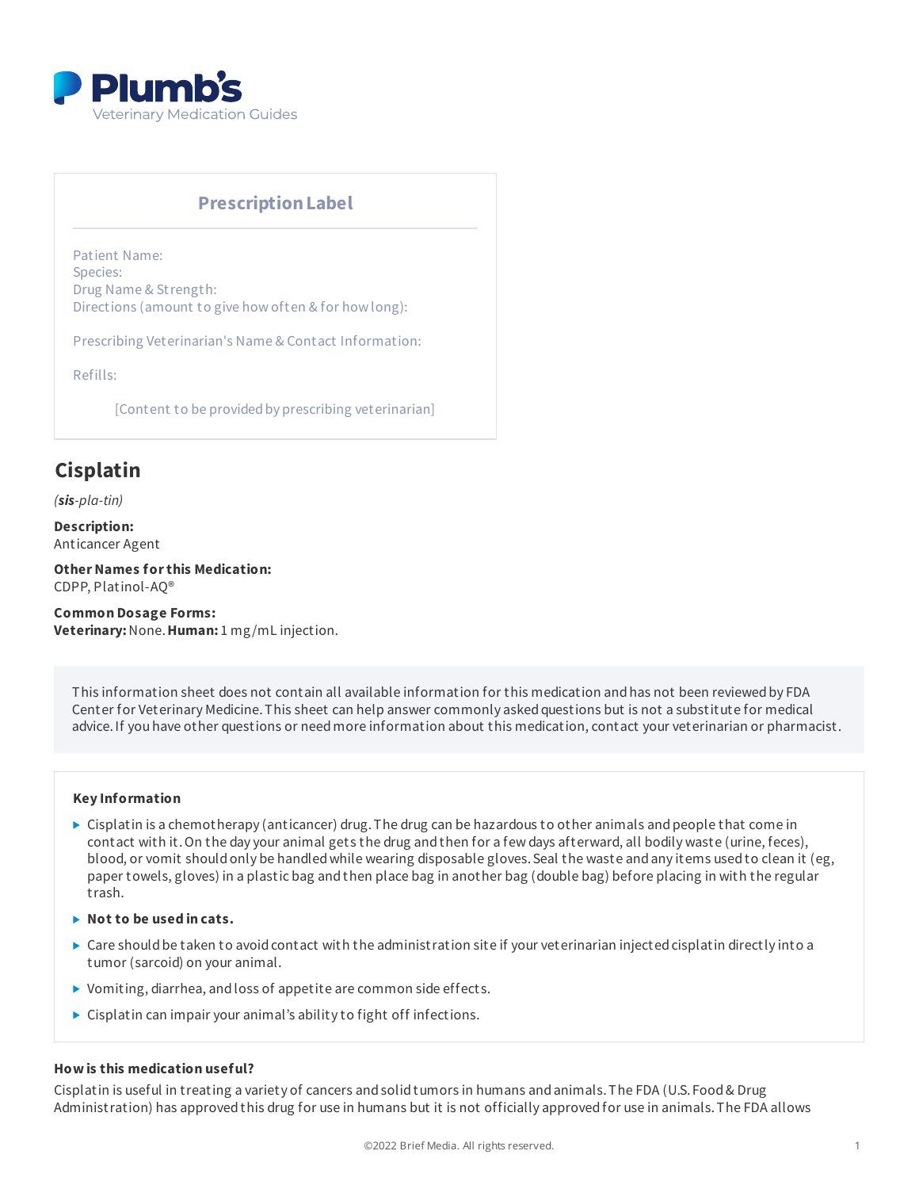Plumb's
Veterinary Medication Guides

## Prescription Label

Patient Name:
Species:
Drug Name & Strength:
Directions (amount to give how often & for how long):

Prescribing Veterinarian's Name & Contact Information:

Refills:

[Content to be provided by prescribing veterinarian]

# Cisplatin

*(**sis**-pla-tin)*

**Description:**
Anticancer Agent

**Other Names for this Medication:**
CDPP, Platinol-AQ®

**Common Dosage Forms:**
**Veterinary:** None. **Human:** 1 mg/mL injection.

This information sheet does not contain all available information for this medication and has not been reviewed by FDA Center for Veterinary Medicine. This sheet can help answer commonly asked questions but is not a substitute for medical advice. If you have other questions or need more information about this medication, contact your veterinarian or pharmacist.

**Key Information**

- Cisplatin is a chemotherapy (anticancer) drug. The drug can be hazardous to other animals and people that come in contact with it. On the day your animal gets the drug and then for a few days afterward, all bodily waste (urine, feces), blood, or vomit should only be handled while wearing disposable gloves. Seal the waste and any items used to clean it (eg, paper towels, gloves) in a plastic bag and then place bag in another bag (double bag) before placing in with the regular trash.
- **Not to be used in cats.**
- Care should be taken to avoid contact with the administration site if your veterinarian injected cisplatin directly into a tumor (sarcoid) on your animal.
- Vomiting, diarrhea, and loss of appetite are common side effects.
- Cisplatin can impair your animal's ability to fight off infections.

**How is this medication useful?**

Cisplatin is useful in treating a variety of cancers and solid tumors in humans and animals. The FDA (U.S. Food & Drug Administration) has approved this drug for use in humans but it is not officially approved for use in animals. The FDA allows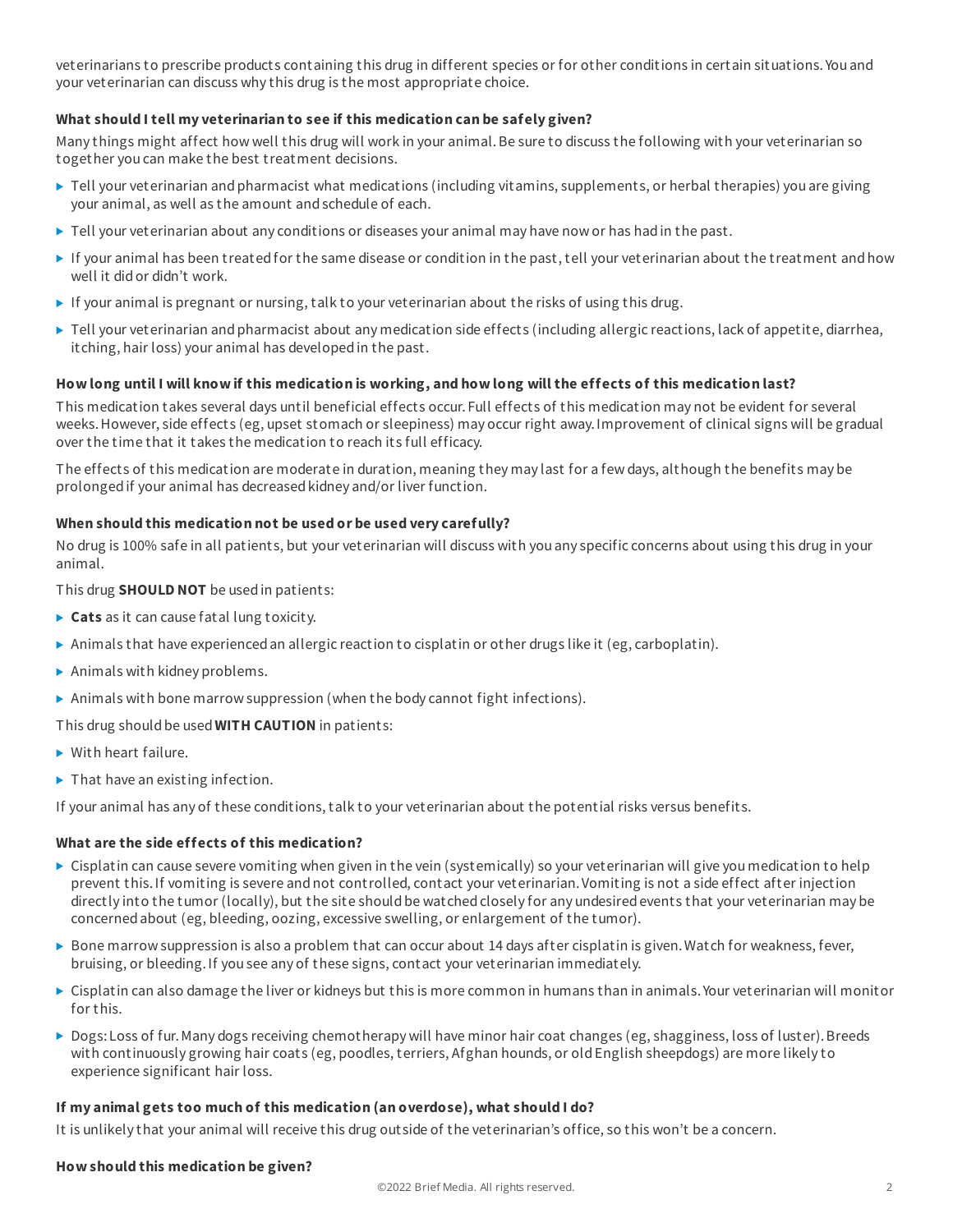veterinarians to prescribe products containing this drug in different species or for other conditions in certain situations. You and your veterinarian can discuss why this drug is the most appropriate choice.

### What should I tell my veterinarian to see if this medication can be safely given?

Many things might affect how well this drug will work in your animal. Be sure to discuss the following with your veterinarian so together you can make the best treatment decisions.

- Tell your veterinarian and pharmacist what medications (including vitamins, supplements, or herbal therapies) you are giving your animal, as well as the amount and schedule of each.
- Tell your veterinarian about any conditions or diseases your animal may have now or has had in the past.
- If your animal has been treated for the same disease or condition in the past, tell your veterinarian about the treatment and how well it did or didn't work.
- If your animal is pregnant or nursing, talk to your veterinarian about the risks of using this drug.
- Tell your veterinarian and pharmacist about any medication side effects (including allergic reactions, lack of appetite, diarrhea, itching, hair loss) your animal has developed in the past.

### How long until I will know if this medication is working, and how long will the effects of this medication last?

This medication takes several days until beneficial effects occur. Full effects of this medication may not be evident for several weeks. However, side effects (eg, upset stomach or sleepiness) may occur right away. Improvement of clinical signs will be gradual over the time that it takes the medication to reach its full efficacy.

The effects of this medication are moderate in duration, meaning they may last for a few days, although the benefits may be prolonged if your animal has decreased kidney and/or liver function.

### When should this medication not be used or be used very carefully?

No drug is 100% safe in all patients, but your veterinarian will discuss with you any specific concerns about using this drug in your animal.

This drug **SHOULD NOT** be used in patients:

- **Cats** as it can cause fatal lung toxicity.
- Animals that have experienced an allergic reaction to cisplatin or other drugs like it (eg, carboplatin).
- Animals with kidney problems.
- Animals with bone marrow suppression (when the body cannot fight infections).

This drug should be used **WITH CAUTION** in patients:

- With heart failure.
- That have an existing infection.

If your animal has any of these conditions, talk to your veterinarian about the potential risks versus benefits.

### What are the side effects of this medication?

- Cisplatin can cause severe vomiting when given in the vein (systemically) so your veterinarian will give you medication to help prevent this. If vomiting is severe and not controlled, contact your veterinarian. Vomiting is not a side effect after injection directly into the tumor (locally), but the site should be watched closely for any undesired events that your veterinarian may be concerned about (eg, bleeding, oozing, excessive swelling, or enlargement of the tumor).
- Bone marrow suppression is also a problem that can occur about 14 days after cisplatin is given. Watch for weakness, fever, bruising, or bleeding. If you see any of these signs, contact your veterinarian immediately.
- Cisplatin can also damage the liver or kidneys but this is more common in humans than in animals. Your veterinarian will monitor for this.
- Dogs: Loss of fur. Many dogs receiving chemotherapy will have minor hair coat changes (eg, shagginess, loss of luster). Breeds with continuously growing hair coats (eg, poodles, terriers, Afghan hounds, or old English sheepdogs) are more likely to experience significant hair loss.

### If my animal gets too much of this medication (an overdose), what should I do?

It is unlikely that your animal will receive this drug outside of the veterinarian's office, so this won't be a concern.

### How should this medication be given?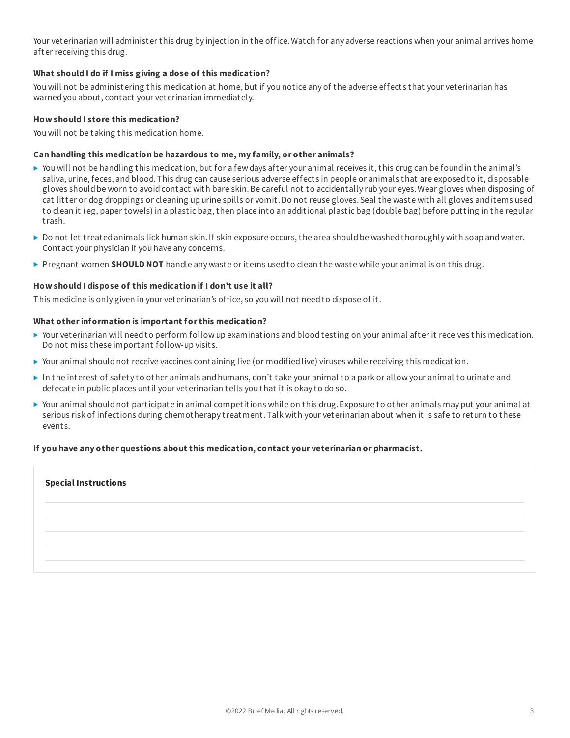Your veterinarian will administer this drug by injection in the office. Watch for any adverse reactions when your animal arrives home after receiving this drug.

**What should I do if I miss giving a dose of this medication?**

You will not be administering this medication at home, but if you notice any of the adverse effects that your veterinarian has warned you about, contact your veterinarian immediately.

**How should I store this medication?**

You will not be taking this medication home.

**Can handling this medication be hazardous to me, my family, or other animals?**

- You will not be handling this medication, but for a few days after your animal receives it, this drug can be found in the animal's saliva, urine, feces, and blood. This drug can cause serious adverse effects in people or animals that are exposed to it, disposable gloves should be worn to avoid contact with bare skin. Be careful not to accidentally rub your eyes. Wear gloves when disposing of cat litter or dog droppings or cleaning up urine spills or vomit. Do not reuse gloves. Seal the waste with all gloves and items used to clean it (eg, paper towels) in a plastic bag, then place into an additional plastic bag (double bag) before putting in the regular trash.
- Do not let treated animals lick human skin. If skin exposure occurs, the area should be washed thoroughly with soap and water. Contact your physician if you have any concerns.
- Pregnant women **SHOULD NOT** handle any waste or items used to clean the waste while your animal is on this drug.

**How should I dispose of this medication if I don't use it all?**

This medicine is only given in your veterinarian's office, so you will not need to dispose of it.

**What other information is important for this medication?**

- Your veterinarian will need to perform follow up examinations and blood testing on your animal after it receives this medication. Do not miss these important follow-up visits.
- Your animal should not receive vaccines containing live (or modified live) viruses while receiving this medication.
- In the interest of safety to other animals and humans, don't take your animal to a park or allow your animal to urinate and defecate in public places until your veterinarian tells you that it is okay to do so.
- Your animal should not participate in animal competitions while on this drug. Exposure to other animals may put your animal at serious risk of infections during chemotherapy treatment. Talk with your veterinarian about when it is safe to return to these events.

**If you have any other questions about this medication, contact your veterinarian or pharmacist.**

**Special Instructions**

©2022 Brief Media. All rights reserved.